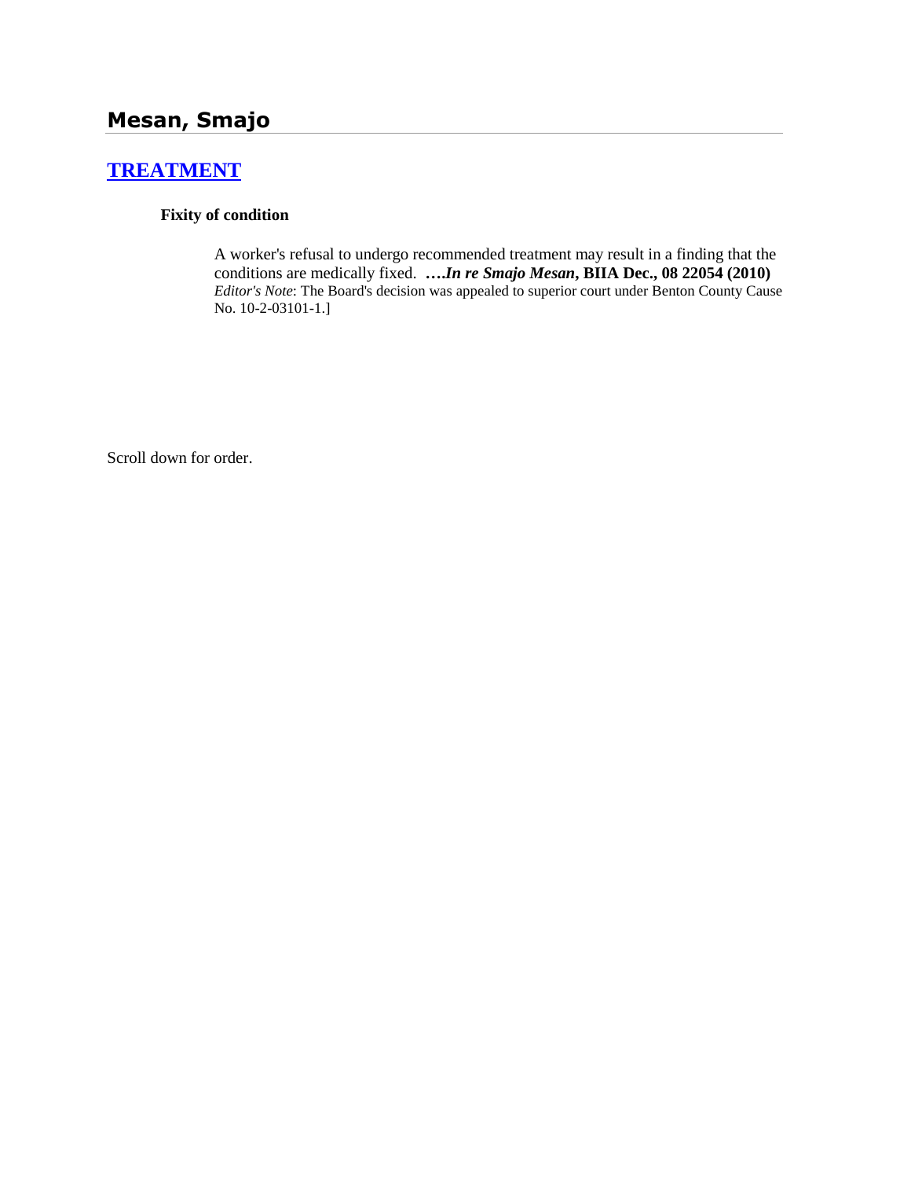## Mesan, Smajo

### [TREATMENT]

**Fixity of condition**

A worker's refusal to undergo recommended treatment may result in a finding that the conditions are medically fixed. ***….In re Smajo Mesan*, BIIA Dec., 08 22054 (2010)** *Editor's Note*: The Board's decision was appealed to superior court under Benton County Cause No. 10-2-03101-1.]

Scroll down for order.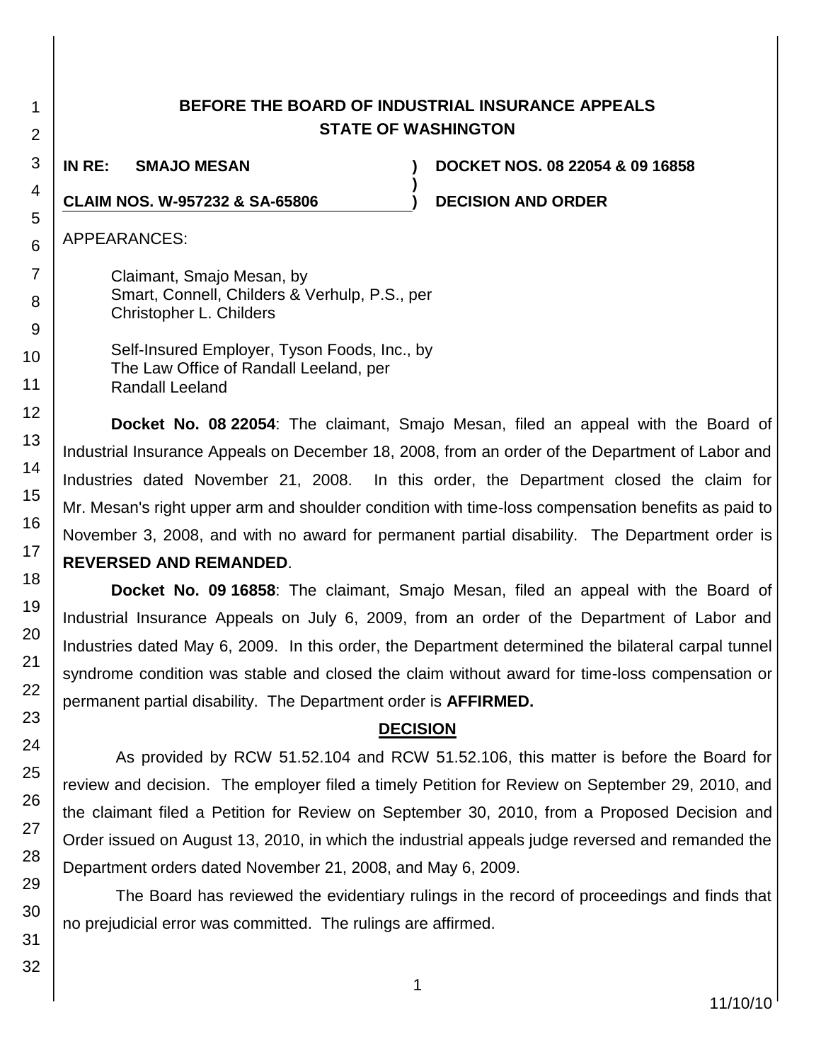# BEFORE THE BOARD OF INDUSTRIAL INSURANCE APPEALS STATE OF WASHINGTON

**IN RE: SMAJO MESAN** ) **DOCKET NOS. 08 22054 & 09 16858**

**CLAIM NOS. W-957232 & SA-65806** ) **DECISION AND ORDER**

APPEARANCES:

Claimant, Smajo Mesan, by
Smart, Connell, Childers & Verhulp, P.S., per
Christopher L. Childers

Self-Insured Employer, Tyson Foods, Inc., by
The Law Office of Randall Leeland, per
Randall Leeland

**Docket No. 08 22054**: The claimant, Smajo Mesan, filed an appeal with the Board of Industrial Insurance Appeals on December 18, 2008, from an order of the Department of Labor and Industries dated November 21, 2008. In this order, the Department closed the claim for Mr. Mesan's right upper arm and shoulder condition with time-loss compensation benefits as paid to November 3, 2008, and with no award for permanent partial disability. The Department order is **REVERSED AND REMANDED**.

**Docket No. 09 16858**: The claimant, Smajo Mesan, filed an appeal with the Board of Industrial Insurance Appeals on July 6, 2009, from an order of the Department of Labor and Industries dated May 6, 2009. In this order, the Department determined the bilateral carpal tunnel syndrome condition was stable and closed the claim without award for time-loss compensation or permanent partial disability. The Department order is **AFFIRMED.**

## DECISION

As provided by RCW 51.52.104 and RCW 51.52.106, this matter is before the Board for review and decision. The employer filed a timely Petition for Review on September 29, 2010, and the claimant filed a Petition for Review on September 30, 2010, from a Proposed Decision and Order issued on August 13, 2010, in which the industrial appeals judge reversed and remanded the Department orders dated November 21, 2008, and May 6, 2009.

The Board has reviewed the evidentiary rulings in the record of proceedings and finds that no prejudicial error was committed. The rulings are affirmed.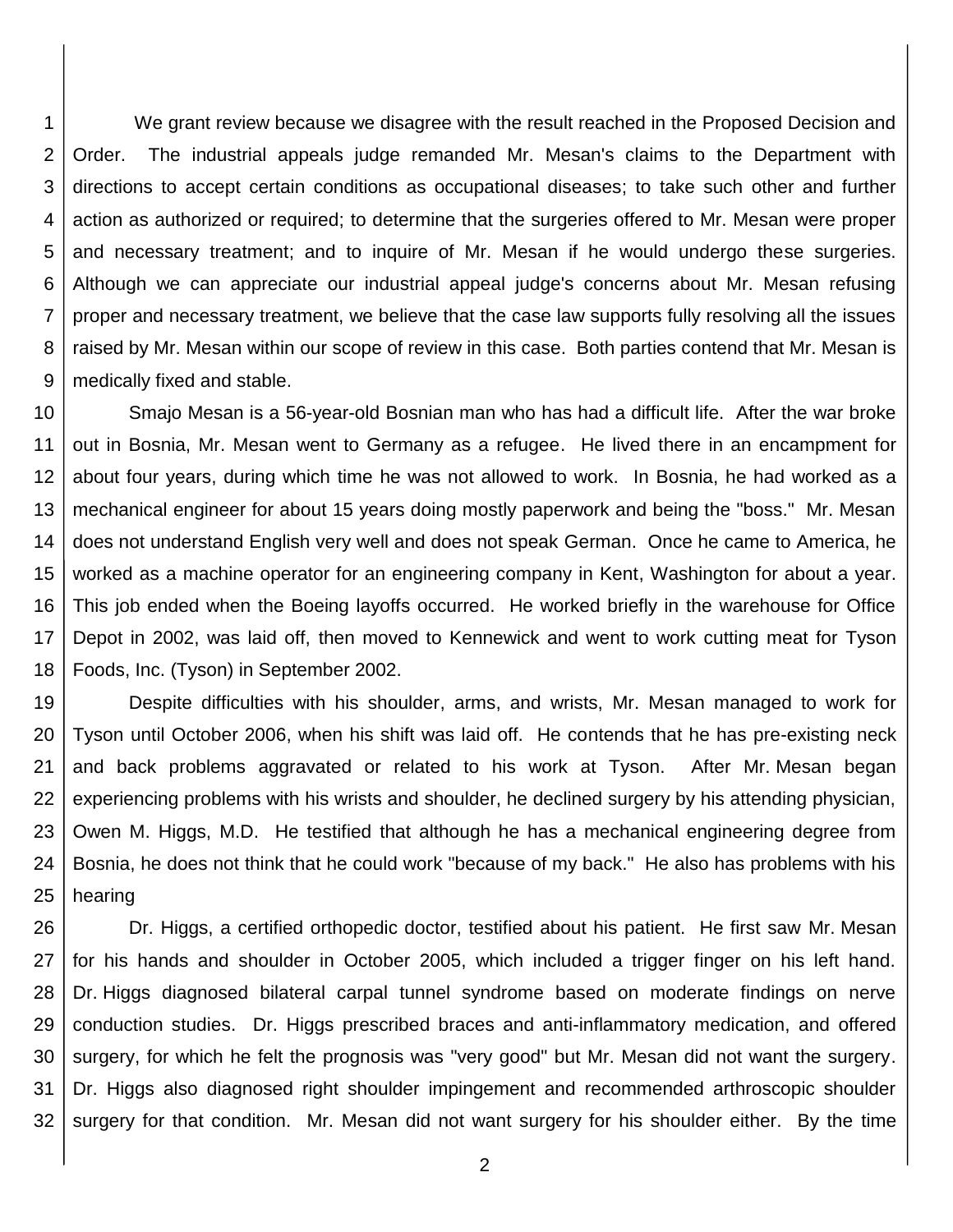We grant review because we disagree with the result reached in the Proposed Decision and Order. The industrial appeals judge remanded Mr. Mesan's claims to the Department with directions to accept certain conditions as occupational diseases; to take such other and further action as authorized or required; to determine that the surgeries offered to Mr. Mesan were proper and necessary treatment; and to inquire of Mr. Mesan if he would undergo these surgeries. Although we can appreciate our industrial appeal judge's concerns about Mr. Mesan refusing proper and necessary treatment, we believe that the case law supports fully resolving all the issues raised by Mr. Mesan within our scope of review in this case. Both parties contend that Mr. Mesan is medically fixed and stable.

Smajo Mesan is a 56-year-old Bosnian man who has had a difficult life. After the war broke out in Bosnia, Mr. Mesan went to Germany as a refugee. He lived there in an encampment for about four years, during which time he was not allowed to work. In Bosnia, he had worked as a mechanical engineer for about 15 years doing mostly paperwork and being the "boss." Mr. Mesan does not understand English very well and does not speak German. Once he came to America, he worked as a machine operator for an engineering company in Kent, Washington for about a year. This job ended when the Boeing layoffs occurred. He worked briefly in the warehouse for Office Depot in 2002, was laid off, then moved to Kennewick and went to work cutting meat for Tyson Foods, Inc. (Tyson) in September 2002.

Despite difficulties with his shoulder, arms, and wrists, Mr. Mesan managed to work for Tyson until October 2006, when his shift was laid off. He contends that he has pre-existing neck and back problems aggravated or related to his work at Tyson. After Mr. Mesan began experiencing problems with his wrists and shoulder, he declined surgery by his attending physician, Owen M. Higgs, M.D. He testified that although he has a mechanical engineering degree from Bosnia, he does not think that he could work "because of my back." He also has problems with his hearing

Dr. Higgs, a certified orthopedic doctor, testified about his patient. He first saw Mr. Mesan for his hands and shoulder in October 2005, which included a trigger finger on his left hand. Dr. Higgs diagnosed bilateral carpal tunnel syndrome based on moderate findings on nerve conduction studies. Dr. Higgs prescribed braces and anti-inflammatory medication, and offered surgery, for which he felt the prognosis was "very good" but Mr. Mesan did not want the surgery. Dr. Higgs also diagnosed right shoulder impingement and recommended arthroscopic shoulder surgery for that condition. Mr. Mesan did not want surgery for his shoulder either. By the time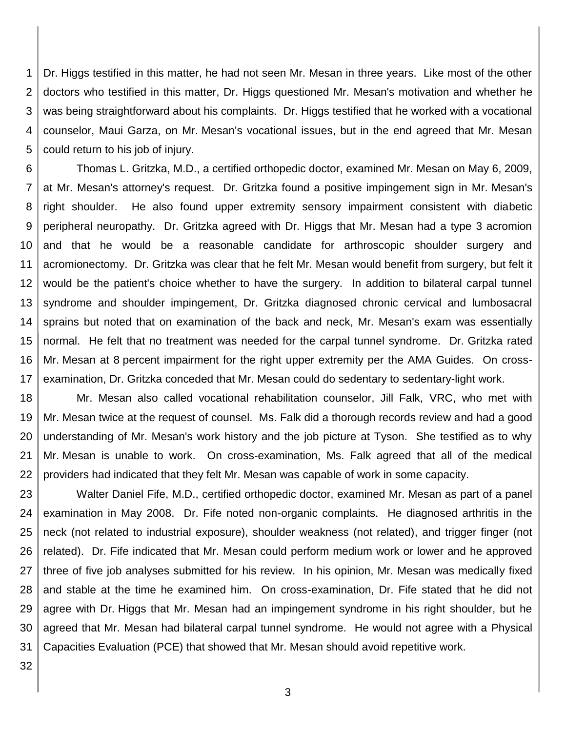Dr. Higgs testified in this matter, he had not seen Mr. Mesan in three years. Like most of the other doctors who testified in this matter, Dr. Higgs questioned Mr. Mesan's motivation and whether he was being straightforward about his complaints. Dr. Higgs testified that he worked with a vocational counselor, Maui Garza, on Mr. Mesan's vocational issues, but in the end agreed that Mr. Mesan could return to his job of injury.

Thomas L. Gritzka, M.D., a certified orthopedic doctor, examined Mr. Mesan on May 6, 2009, at Mr. Mesan's attorney's request. Dr. Gritzka found a positive impingement sign in Mr. Mesan's right shoulder. He also found upper extremity sensory impairment consistent with diabetic peripheral neuropathy. Dr. Gritzka agreed with Dr. Higgs that Mr. Mesan had a type 3 acromion and that he would be a reasonable candidate for arthroscopic shoulder surgery and acromionectomy. Dr. Gritzka was clear that he felt Mr. Mesan would benefit from surgery, but felt it would be the patient's choice whether to have the surgery. In addition to bilateral carpal tunnel syndrome and shoulder impingement, Dr. Gritzka diagnosed chronic cervical and lumbosacral sprains but noted that on examination of the back and neck, Mr. Mesan's exam was essentially normal. He felt that no treatment was needed for the carpal tunnel syndrome. Dr. Gritzka rated Mr. Mesan at 8 percent impairment for the right upper extremity per the AMA Guides. On cross-examination, Dr. Gritzka conceded that Mr. Mesan could do sedentary to sedentary-light work.

Mr. Mesan also called vocational rehabilitation counselor, Jill Falk, VRC, who met with Mr. Mesan twice at the request of counsel. Ms. Falk did a thorough records review and had a good understanding of Mr. Mesan's work history and the job picture at Tyson. She testified as to why Mr. Mesan is unable to work. On cross-examination, Ms. Falk agreed that all of the medical providers had indicated that they felt Mr. Mesan was capable of work in some capacity.

Walter Daniel Fife, M.D., certified orthopedic doctor, examined Mr. Mesan as part of a panel examination in May 2008. Dr. Fife noted non-organic complaints. He diagnosed arthritis in the neck (not related to industrial exposure), shoulder weakness (not related), and trigger finger (not related). Dr. Fife indicated that Mr. Mesan could perform medium work or lower and he approved three of five job analyses submitted for his review. In his opinion, Mr. Mesan was medically fixed and stable at the time he examined him. On cross-examination, Dr. Fife stated that he did not agree with Dr. Higgs that Mr. Mesan had an impingement syndrome in his right shoulder, but he agreed that Mr. Mesan had bilateral carpal tunnel syndrome. He would not agree with a Physical Capacities Evaluation (PCE) that showed that Mr. Mesan should avoid repetitive work.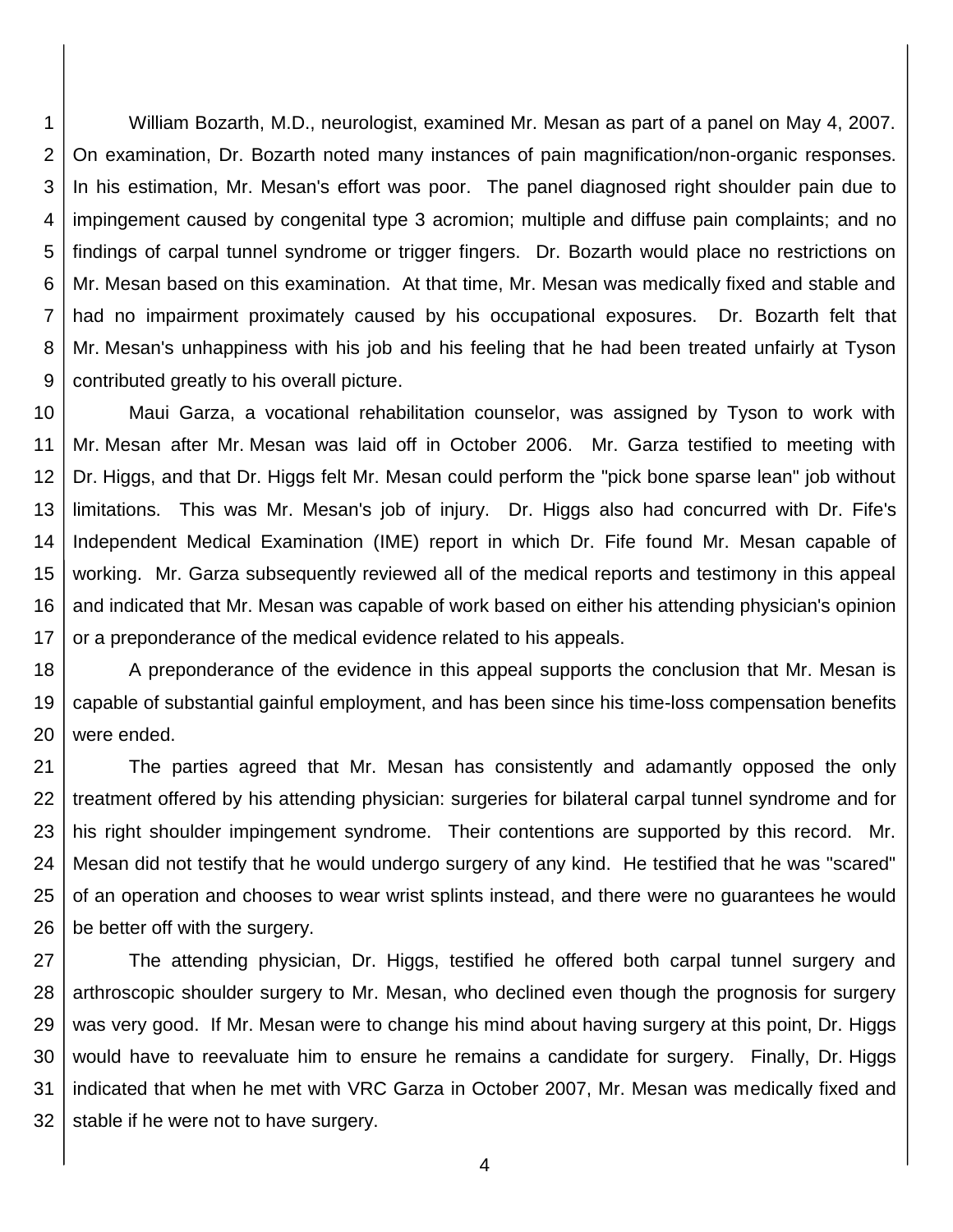William Bozarth, M.D., neurologist, examined Mr. Mesan as part of a panel on May 4, 2007. On examination, Dr. Bozarth noted many instances of pain magnification/non-organic responses. In his estimation, Mr. Mesan's effort was poor. The panel diagnosed right shoulder pain due to impingement caused by congenital type 3 acromion; multiple and diffuse pain complaints; and no findings of carpal tunnel syndrome or trigger fingers. Dr. Bozarth would place no restrictions on Mr. Mesan based on this examination. At that time, Mr. Mesan was medically fixed and stable and had no impairment proximately caused by his occupational exposures. Dr. Bozarth felt that Mr. Mesan's unhappiness with his job and his feeling that he had been treated unfairly at Tyson contributed greatly to his overall picture.

Maui Garza, a vocational rehabilitation counselor, was assigned by Tyson to work with Mr. Mesan after Mr. Mesan was laid off in October 2006. Mr. Garza testified to meeting with Dr. Higgs, and that Dr. Higgs felt Mr. Mesan could perform the "pick bone sparse lean" job without limitations. This was Mr. Mesan's job of injury. Dr. Higgs also had concurred with Dr. Fife's Independent Medical Examination (IME) report in which Dr. Fife found Mr. Mesan capable of working. Mr. Garza subsequently reviewed all of the medical reports and testimony in this appeal and indicated that Mr. Mesan was capable of work based on either his attending physician's opinion or a preponderance of the medical evidence related to his appeals.

A preponderance of the evidence in this appeal supports the conclusion that Mr. Mesan is capable of substantial gainful employment, and has been since his time-loss compensation benefits were ended.

The parties agreed that Mr. Mesan has consistently and adamantly opposed the only treatment offered by his attending physician: surgeries for bilateral carpal tunnel syndrome and for his right shoulder impingement syndrome. Their contentions are supported by this record. Mr. Mesan did not testify that he would undergo surgery of any kind. He testified that he was "scared" of an operation and chooses to wear wrist splints instead, and there were no guarantees he would be better off with the surgery.

The attending physician, Dr. Higgs, testified he offered both carpal tunnel surgery and arthroscopic shoulder surgery to Mr. Mesan, who declined even though the prognosis for surgery was very good. If Mr. Mesan were to change his mind about having surgery at this point, Dr. Higgs would have to reevaluate him to ensure he remains a candidate for surgery. Finally, Dr. Higgs indicated that when he met with VRC Garza in October 2007, Mr. Mesan was medically fixed and stable if he were not to have surgery.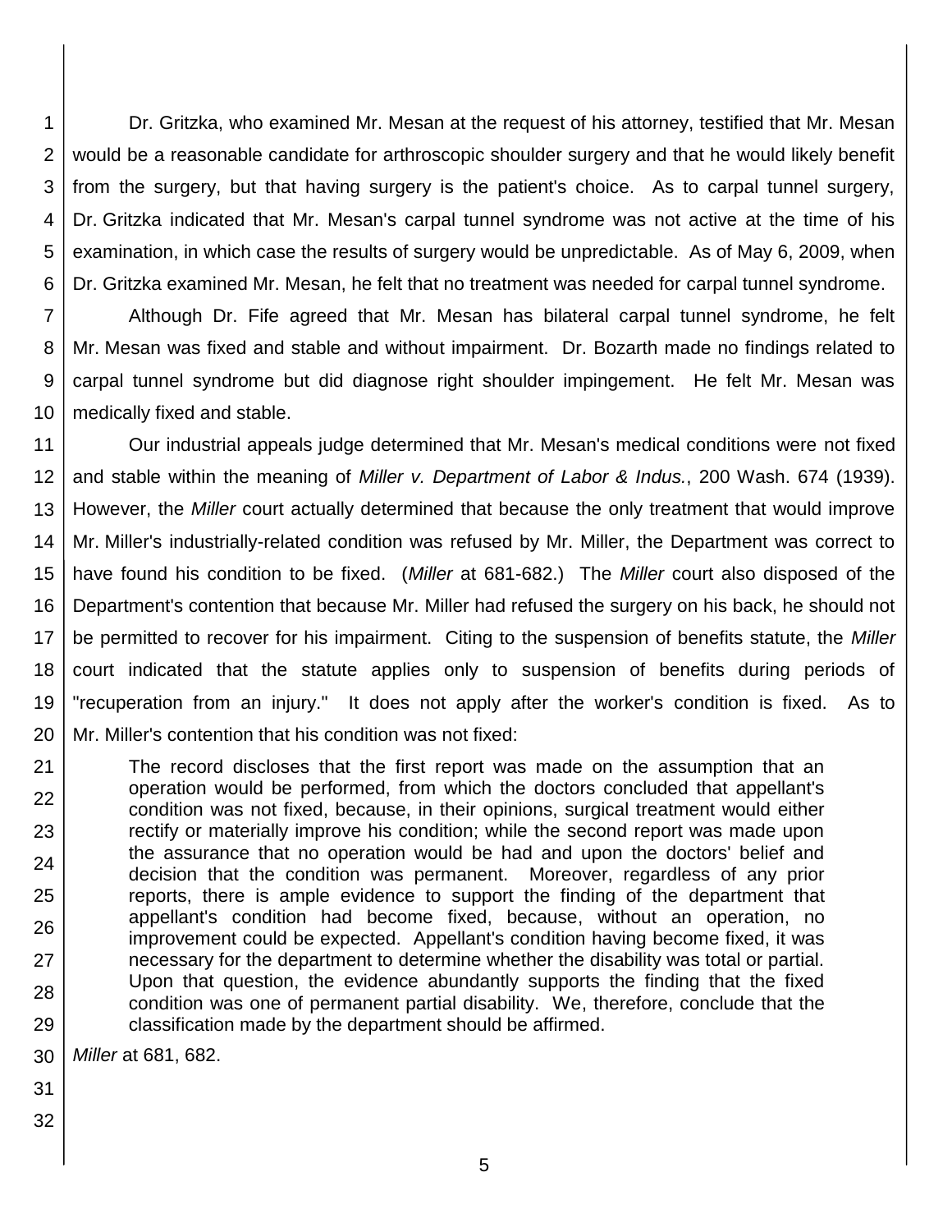Dr. Gritzka, who examined Mr. Mesan at the request of his attorney, testified that Mr. Mesan would be a reasonable candidate for arthroscopic shoulder surgery and that he would likely benefit from the surgery, but that having surgery is the patient's choice. As to carpal tunnel surgery, Dr. Gritzka indicated that Mr. Mesan's carpal tunnel syndrome was not active at the time of his examination, in which case the results of surgery would be unpredictable. As of May 6, 2009, when Dr. Gritzka examined Mr. Mesan, he felt that no treatment was needed for carpal tunnel syndrome.

Although Dr. Fife agreed that Mr. Mesan has bilateral carpal tunnel syndrome, he felt Mr. Mesan was fixed and stable and without impairment. Dr. Bozarth made no findings related to carpal tunnel syndrome but did diagnose right shoulder impingement. He felt Mr. Mesan was medically fixed and stable.

Our industrial appeals judge determined that Mr. Mesan's medical conditions were not fixed and stable within the meaning of *Miller v. Department of Labor & Indus.*, 200 Wash. 674 (1939). However, the *Miller* court actually determined that because the only treatment that would improve Mr. Miller's industrially-related condition was refused by Mr. Miller, the Department was correct to have found his condition to be fixed. (*Miller* at 681-682.) The *Miller* court also disposed of the Department's contention that because Mr. Miller had refused the surgery on his back, he should not be permitted to recover for his impairment. Citing to the suspension of benefits statute, the *Miller* court indicated that the statute applies only to suspension of benefits during periods of "recuperation from an injury." It does not apply after the worker's condition is fixed. As to Mr. Miller's contention that his condition was not fixed:

> The record discloses that the first report was made on the assumption that an operation would be performed, from which the doctors concluded that appellant's condition was not fixed, because, in their opinions, surgical treatment would either rectify or materially improve his condition; while the second report was made upon the assurance that no operation would be had and upon the doctors' belief and decision that the condition was permanent. Moreover, regardless of any prior reports, there is ample evidence to support the finding of the department that appellant's condition had become fixed, because, without an operation, no improvement could be expected. Appellant's condition having become fixed, it was necessary for the department to determine whether the disability was total or partial. Upon that question, the evidence abundantly supports the finding that the fixed condition was one of permanent partial disability. We, therefore, conclude that the classification made by the department should be affirmed.

*Miller* at 681, 682.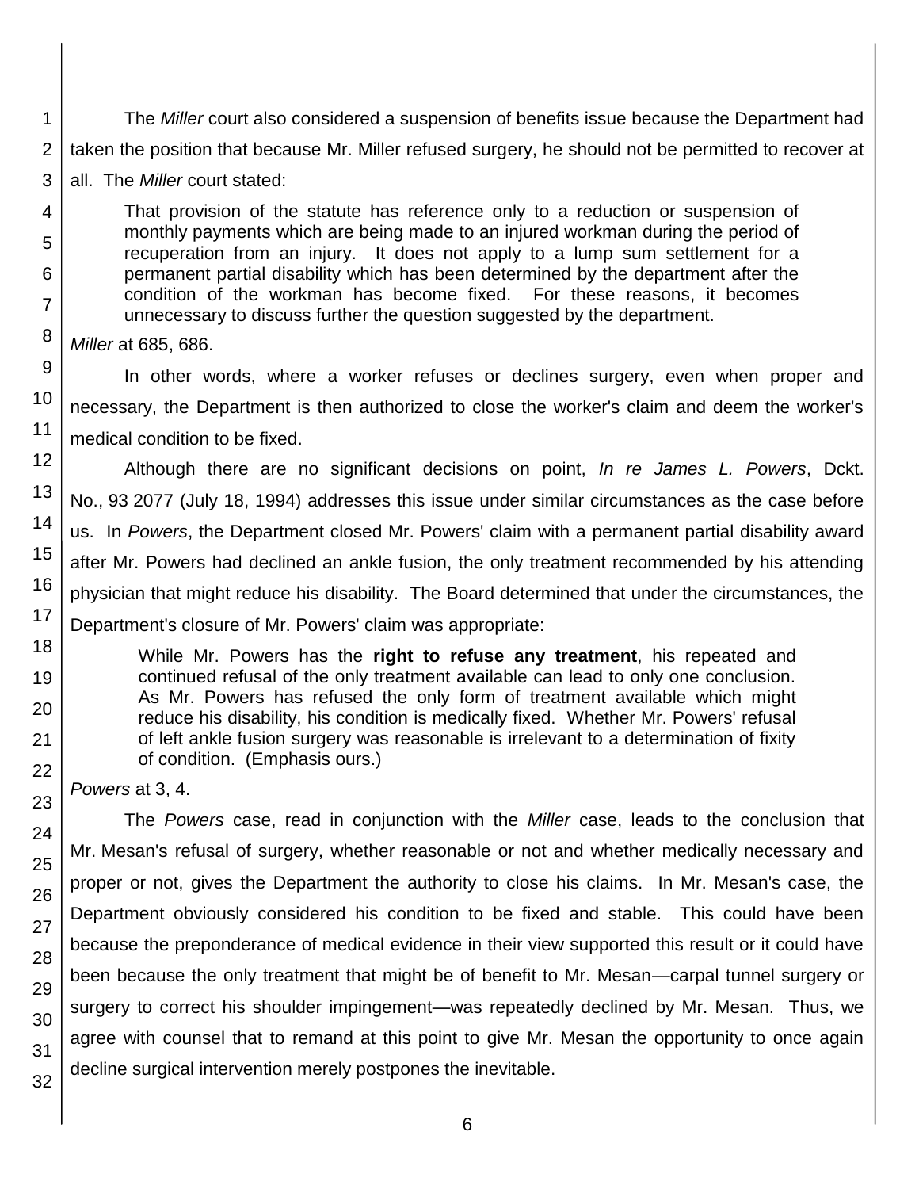The *Miller* court also considered a suspension of benefits issue because the Department had taken the position that because Mr. Miller refused surgery, he should not be permitted to recover at all. The *Miller* court stated:

> That provision of the statute has reference only to a reduction or suspension of monthly payments which are being made to an injured workman during the period of recuperation from an injury. It does not apply to a lump sum settlement for a permanent partial disability which has been determined by the department after the condition of the workman has become fixed. For these reasons, it becomes unnecessary to discuss further the question suggested by the department.

*Miller* at 685, 686.

In other words, where a worker refuses or declines surgery, even when proper and necessary, the Department is then authorized to close the worker's claim and deem the worker's medical condition to be fixed.

Although there are no significant decisions on point, *In re James L. Powers*, Dckt. No., 93 2077 (July 18, 1994) addresses this issue under similar circumstances as the case before us. In *Powers*, the Department closed Mr. Powers' claim with a permanent partial disability award after Mr. Powers had declined an ankle fusion, the only treatment recommended by his attending physician that might reduce his disability. The Board determined that under the circumstances, the Department's closure of Mr. Powers' claim was appropriate:

> While Mr. Powers has the **right to refuse any treatment**, his repeated and continued refusal of the only treatment available can lead to only one conclusion. As Mr. Powers has refused the only form of treatment available which might reduce his disability, his condition is medically fixed. Whether Mr. Powers' refusal of left ankle fusion surgery was reasonable is irrelevant to a determination of fixity of condition. (Emphasis ours.)

*Powers* at 3, 4.

The *Powers* case, read in conjunction with the *Miller* case, leads to the conclusion that Mr. Mesan's refusal of surgery, whether reasonable or not and whether medically necessary and proper or not, gives the Department the authority to close his claims. In Mr. Mesan's case, the Department obviously considered his condition to be fixed and stable. This could have been because the preponderance of medical evidence in their view supported this result or it could have been because the only treatment that might be of benefit to Mr. Mesan—carpal tunnel surgery or surgery to correct his shoulder impingement—was repeatedly declined by Mr. Mesan. Thus, we agree with counsel that to remand at this point to give Mr. Mesan the opportunity to once again decline surgical intervention merely postpones the inevitable.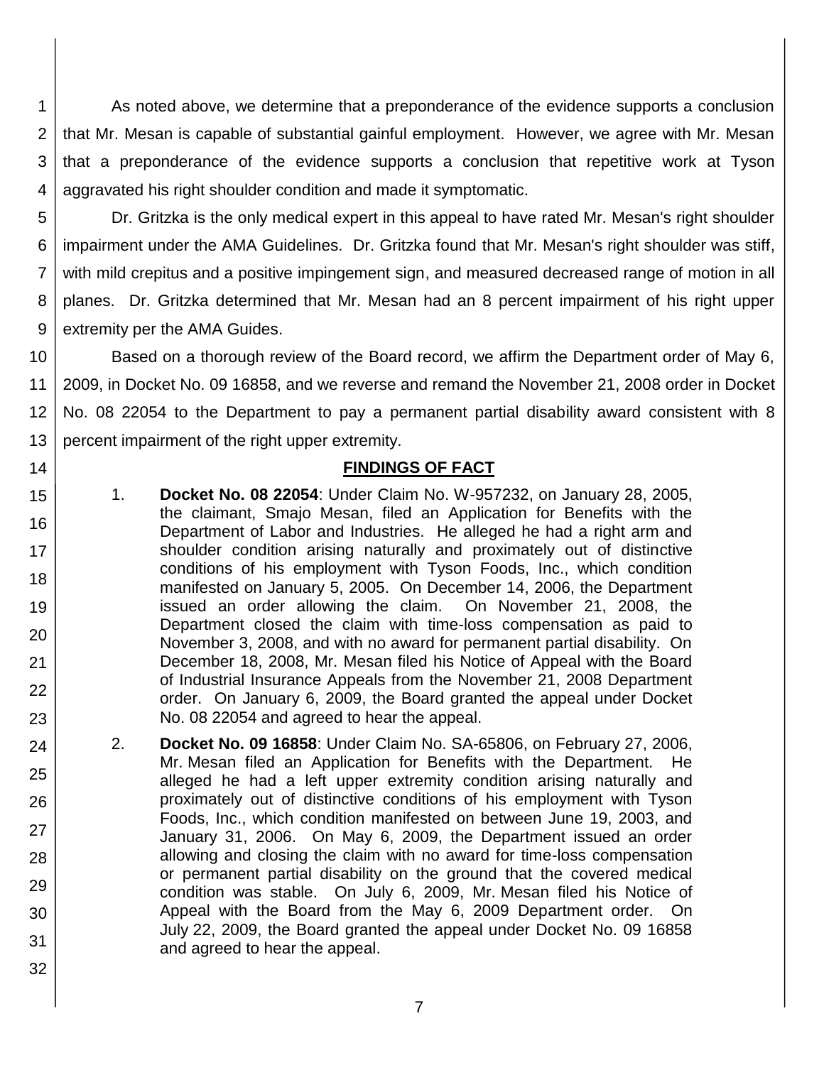As noted above, we determine that a preponderance of the evidence supports a conclusion that Mr. Mesan is capable of substantial gainful employment. However, we agree with Mr. Mesan that a preponderance of the evidence supports a conclusion that repetitive work at Tyson aggravated his right shoulder condition and made it symptomatic.

Dr. Gritzka is the only medical expert in this appeal to have rated Mr. Mesan's right shoulder impairment under the AMA Guidelines. Dr. Gritzka found that Mr. Mesan's right shoulder was stiff, with mild crepitus and a positive impingement sign, and measured decreased range of motion in all planes. Dr. Gritzka determined that Mr. Mesan had an 8 percent impairment of his right upper extremity per the AMA Guides.

Based on a thorough review of the Board record, we affirm the Department order of May 6, 2009, in Docket No. 09 16858, and we reverse and remand the November 21, 2008 order in Docket No. 08 22054 to the Department to pay a permanent partial disability award consistent with 8 percent impairment of the right upper extremity.

## FINDINGS OF FACT

1. **Docket No. 08 22054**: Under Claim No. W-957232, on January 28, 2005, the claimant, Smajo Mesan, filed an Application for Benefits with the Department of Labor and Industries. He alleged he had a right arm and shoulder condition arising naturally and proximately out of distinctive conditions of his employment with Tyson Foods, Inc., which condition manifested on January 5, 2005. On December 14, 2006, the Department issued an order allowing the claim. On November 21, 2008, the Department closed the claim with time-loss compensation as paid to November 3, 2008, and with no award for permanent partial disability. On December 18, 2008, Mr. Mesan filed his Notice of Appeal with the Board of Industrial Insurance Appeals from the November 21, 2008 Department order. On January 6, 2009, the Board granted the appeal under Docket No. 08 22054 and agreed to hear the appeal.

2. **Docket No. 09 16858**: Under Claim No. SA-65806, on February 27, 2006, Mr. Mesan filed an Application for Benefits with the Department. He alleged he had a left upper extremity condition arising naturally and proximately out of distinctive conditions of his employment with Tyson Foods, Inc., which condition manifested on between June 19, 2003, and January 31, 2006. On May 6, 2009, the Department issued an order allowing and closing the claim with no award for time-loss compensation or permanent partial disability on the ground that the covered medical condition was stable. On July 6, 2009, Mr. Mesan filed his Notice of Appeal with the Board from the May 6, 2009 Department order. On July 22, 2009, the Board granted the appeal under Docket No. 09 16858 and agreed to hear the appeal.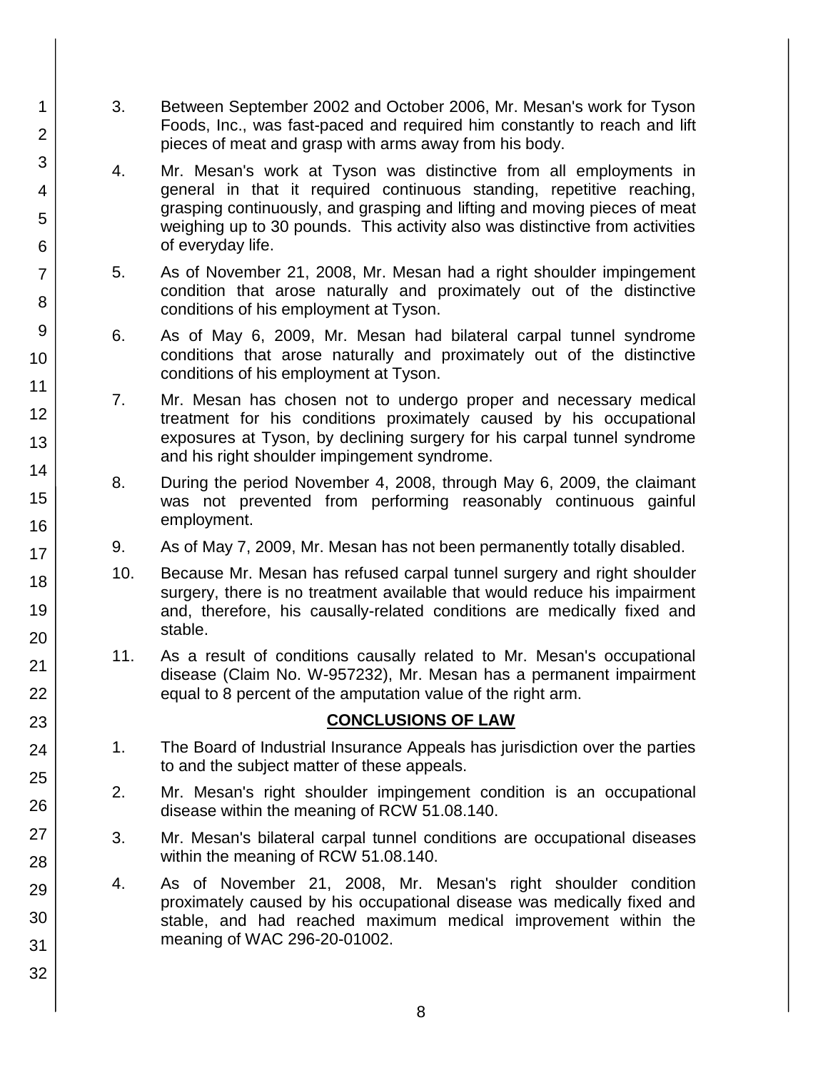3. Between September 2002 and October 2006, Mr. Mesan's work for Tyson Foods, Inc., was fast-paced and required him constantly to reach and lift pieces of meat and grasp with arms away from his body.

4. Mr. Mesan's work at Tyson was distinctive from all employments in general in that it required continuous standing, repetitive reaching, grasping continuously, and grasping and lifting and moving pieces of meat weighing up to 30 pounds. This activity also was distinctive from activities of everyday life.

5. As of November 21, 2008, Mr. Mesan had a right shoulder impingement condition that arose naturally and proximately out of the distinctive conditions of his employment at Tyson.

6. As of May 6, 2009, Mr. Mesan had bilateral carpal tunnel syndrome conditions that arose naturally and proximately out of the distinctive conditions of his employment at Tyson.

7. Mr. Mesan has chosen not to undergo proper and necessary medical treatment for his conditions proximately caused by his occupational exposures at Tyson, by declining surgery for his carpal tunnel syndrome and his right shoulder impingement syndrome.

8. During the period November 4, 2008, through May 6, 2009, the claimant was not prevented from performing reasonably continuous gainful employment.

9. As of May 7, 2009, Mr. Mesan has not been permanently totally disabled.

10. Because Mr. Mesan has refused carpal tunnel surgery and right shoulder surgery, there is no treatment available that would reduce his impairment and, therefore, his causally-related conditions are medically fixed and stable.

11. As a result of conditions causally related to Mr. Mesan's occupational disease (Claim No. W-957232), Mr. Mesan has a permanent impairment equal to 8 percent of the amputation value of the right arm.

## CONCLUSIONS OF LAW

1. The Board of Industrial Insurance Appeals has jurisdiction over the parties to and the subject matter of these appeals.

2. Mr. Mesan's right shoulder impingement condition is an occupational disease within the meaning of RCW 51.08.140.

3. Mr. Mesan's bilateral carpal tunnel conditions are occupational diseases within the meaning of RCW 51.08.140.

4. As of November 21, 2008, Mr. Mesan's right shoulder condition proximately caused by his occupational disease was medically fixed and stable, and had reached maximum medical improvement within the meaning of WAC 296-20-01002.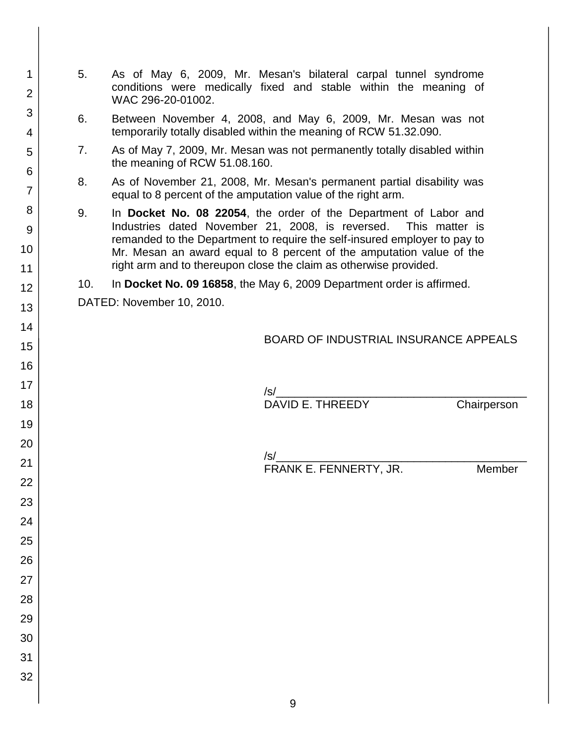5. As of May 6, 2009, Mr. Mesan's bilateral carpal tunnel syndrome conditions were medically fixed and stable within the meaning of WAC 296-20-01002.

6. Between November 4, 2008, and May 6, 2009, Mr. Mesan was not temporarily totally disabled within the meaning of RCW 51.32.090.

7. As of May 7, 2009, Mr. Mesan was not permanently totally disabled within the meaning of RCW 51.08.160.

8. As of November 21, 2008, Mr. Mesan's permanent partial disability was equal to 8 percent of the amputation value of the right arm.

9. In **Docket No. 08 22054**, the order of the Department of Labor and Industries dated November 21, 2008, is reversed. This matter is remanded to the Department to require the self-insured employer to pay to Mr. Mesan an award equal to 8 percent of the amputation value of the right arm and to thereupon close the claim as otherwise provided.

10. In **Docket No. 09 16858**, the May 6, 2009 Department order is affirmed.

DATED: November 10, 2010.

BOARD OF INDUSTRIAL INSURANCE APPEALS

/s/\_\_\_\_\_\_\_\_\_\_\_\_\_\_\_\_\_\_\_\_\_\_\_\_\_\_\_\_\_\_\_\_\_\_\_\_\_\_\_\_
DAVID E. THREEDY Chairperson

/s/\_\_\_\_\_\_\_\_\_\_\_\_\_\_\_\_\_\_\_\_\_\_\_\_\_\_\_\_\_\_\_\_\_\_\_\_\_\_\_\_
FRANK E. FENNERTY, JR. Member